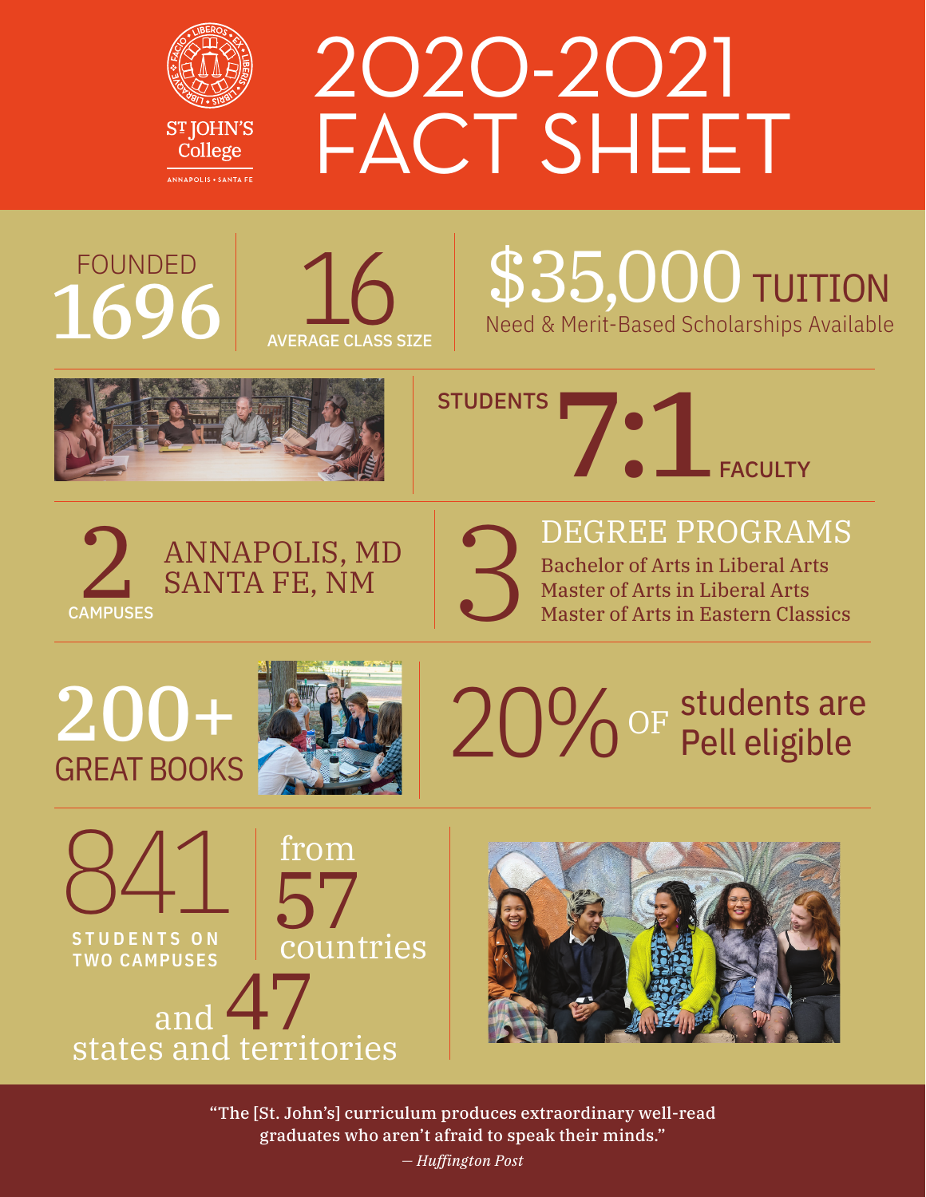# 2020-2021 FACT SHEET

St John's College

Annapolis • Santa Fe

FOUNDED **1696**

**16** AVERAGE CLASS SIZE

**$35,000** TUITION
Need & Merit-Based Scholarships Available

STUDENTS **7:1** FACULTY

**2** CAMPUSES
ANNAPOLIS, MD
SANTA FE, NM

**3** DEGREE PROGRAMS
- Bachelor of Arts in Liberal Arts
- Master of Arts in Liberal Arts
- Master of Arts in Eastern Classics

**200+** GREAT BOOKS

**20%** OF students are Pell eligible

**841** STUDENTS ON TWO CAMPUSES from **57** countries and **47** states and territories

> "The [St. John's] curriculum produces extraordinary well-read graduates who aren't afraid to speak their minds."
> — *Huffington Post*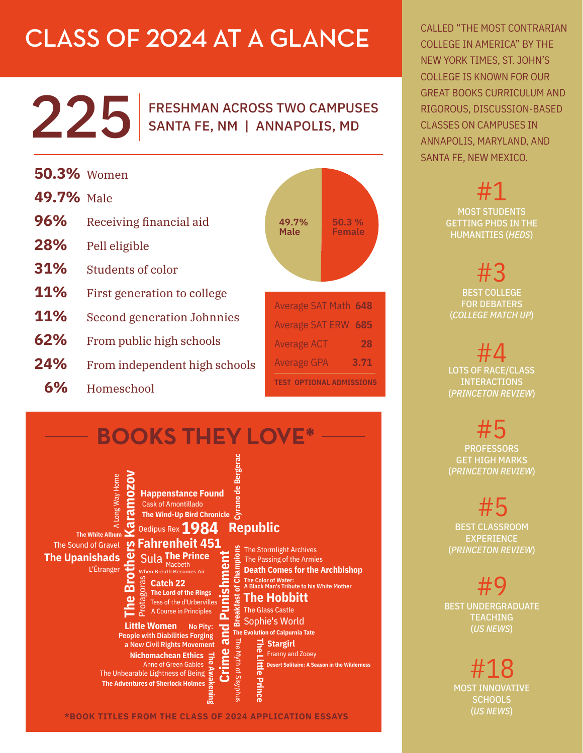# CLASS OF 2024 AT A GLANCE

**225** FRESHMAN ACROSS TWO CAMPUSES
SANTA FE, NM | ANNAPOLIS, MD

- **50.3%** Women
- **49.7%** Male
- **96%** Receiving financial aid
- **28%** Pell eligible
- **31%** Students of color
- **11%** First generation to college
- **11%** Second generation Johnnies
- **62%** From public high schools
- **24%** From independent high schools
- **6%** Homeschool

49.7% Male
50.3 % Female

| | |
|---|---|
| Average SAT Math | 648 |
| Average SAT ERW | 685 |
| Average ACT | 28 |
| Average GPA | 3.71 |

**TEST OPTIONAL ADMISSIONS**

## BOOKS THEY LOVE*

A Long Way Home, The Brothers Karamazov, Happenstance Found, Cask of Amontillado, The Wind-Up Bird Chronicle, Cyrano de Bergerac, The White Album, Oedipus Rex, 1984, Republic, The Sound of Gravel, Fahrenheit 451, The Upanishads, Sula, The Prince, Macbeth, L'Étranger, When Breath Becomes Air, Crime and Punishment, Breakfast of Champions, The Stormlight Archives, The Passing of the Armies, Death Comes for the Archbishop, The Color of Water: A Black Man's Tribute to his White Mother, Protagoras, Catch 22, The Lord of the Rings, Tess of the d'Urbervilles, A Course in Principles, The Hobbitt, The Glass Castle, Sophie's World, Little Women, No Pity: People with Diabilities Forging a New Civil Rights Movement, The Evolution of Calpurnia Tate, Nichomachean Ethics, Anne of Green Gables, The Unbearable Lightness of Being, The Adventures of Sherlock Holmes, The Awakening, The Myth of Sisyphus, The Little Prince, Stargirl, Franny and Zooey, Desert Solitaire: A Season in the Wilderness

*BOOK TITLES FROM THE CLASS OF 2024 APPLICATION ESSAYS

CALLED "THE MOST CONTRARIAN COLLEGE IN AMERICA" BY THE NEW YORK TIMES, ST. JOHN'S COLLEGE IS KNOWN FOR OUR GREAT BOOKS CURRICULUM AND RIGOROUS, DISCUSSION-BASED CLASSES ON CAMPUSES IN ANNAPOLIS, MARYLAND, AND SANTA FE, NEW MEXICO.

**#1**
MOST STUDENTS GETTING PHDS IN THE HUMANITIES (*HEDS*)

**#3**
BEST COLLEGE FOR DEBATERS (*COLLEGE MATCH UP*)

**#4**
LOTS OF RACE/CLASS INTERACTIONS (*PRINCETON REVIEW*)

**#5**
PROFESSORS GET HIGH MARKS (*PRINCETON REVIEW*)

**#5**
BEST CLASSROOM EXPERIENCE (*PRINCETON REVIEW*)

**#9**
BEST UNDERGRADUATE TEACHING (*US NEWS*)

**#18**
MOST INNOVATIVE SCHOOLS (*US NEWS*)